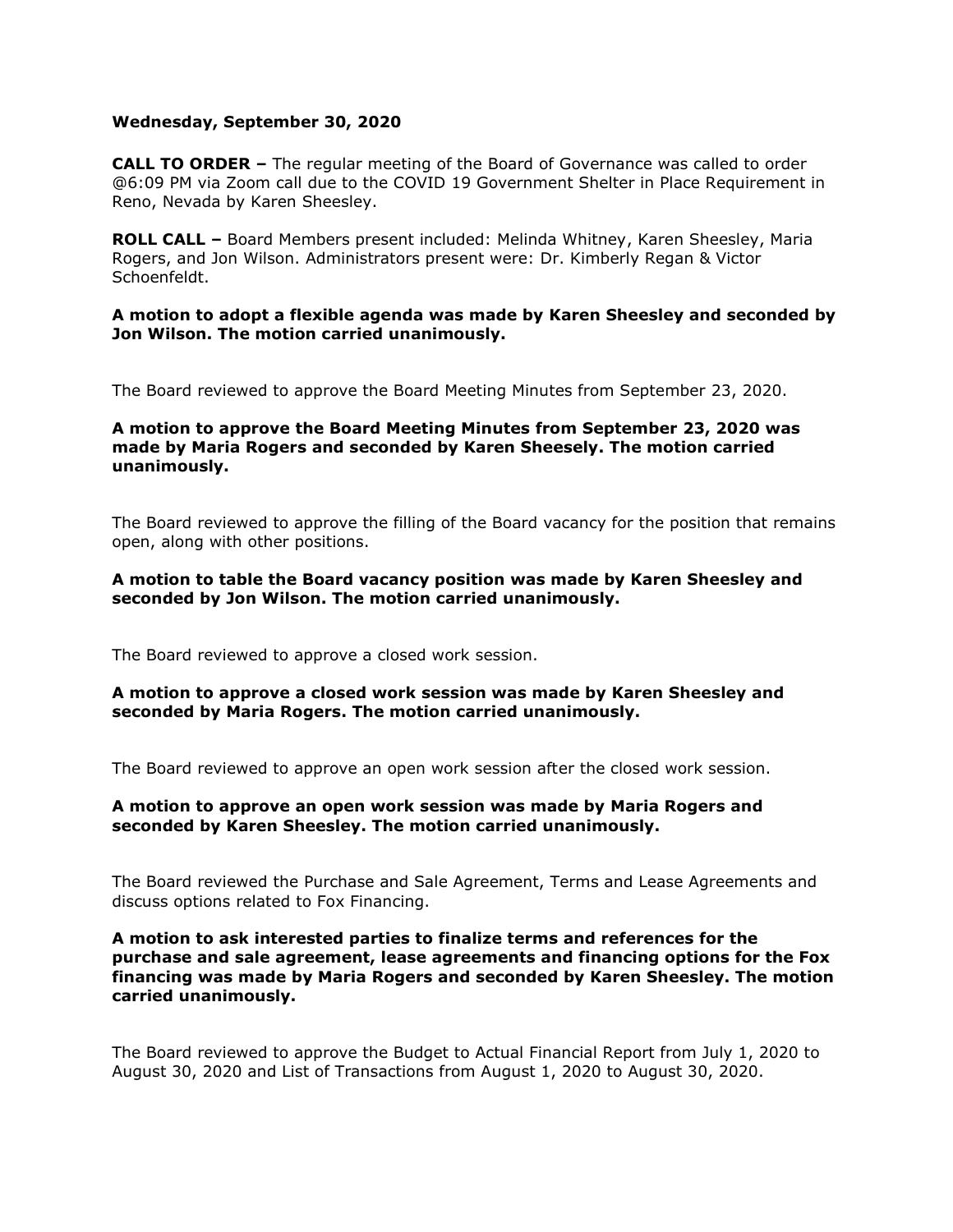**Wednesday, September 30, 2020**

**CALL TO ORDER –** The regular meeting of the Board of Governance was called to order @6:09 PM via Zoom call due to the COVID 19 Government Shelter in Place Requirement in Reno, Nevada by Karen Sheesley.

**ROLL CALL –** Board Members present included: Melinda Whitney, Karen Sheesley, Maria Rogers, and Jon Wilson. Administrators present were: Dr. Kimberly Regan & Victor Schoenfeldt.

**A motion to adopt a flexible agenda was made by Karen Sheesley and seconded by Jon Wilson. The motion carried unanimously.**

The Board reviewed to approve the Board Meeting Minutes from September 23, 2020.

**A motion to approve the Board Meeting Minutes from September 23, 2020 was made by Maria Rogers and seconded by Karen Sheesely. The motion carried unanimously.**

The Board reviewed to approve the filling of the Board vacancy for the position that remains open, along with other positions.

**A motion to table the Board vacancy position was made by Karen Sheesley and seconded by Jon Wilson. The motion carried unanimously.**

The Board reviewed to approve a closed work session.

**A motion to approve a closed work session was made by Karen Sheesley and seconded by Maria Rogers. The motion carried unanimously.**

The Board reviewed to approve an open work session after the closed work session.

**A motion to approve an open work session was made by Maria Rogers and seconded by Karen Sheesley. The motion carried unanimously.**

The Board reviewed the Purchase and Sale Agreement, Terms and Lease Agreements and discuss options related to Fox Financing.

**A motion to ask interested parties to finalize terms and references for the purchase and sale agreement, lease agreements and financing options for the Fox financing was made by Maria Rogers and seconded by Karen Sheesley. The motion carried unanimously.**

The Board reviewed to approve the Budget to Actual Financial Report from July 1, 2020 to August 30, 2020 and List of Transactions from August 1, 2020 to August 30, 2020.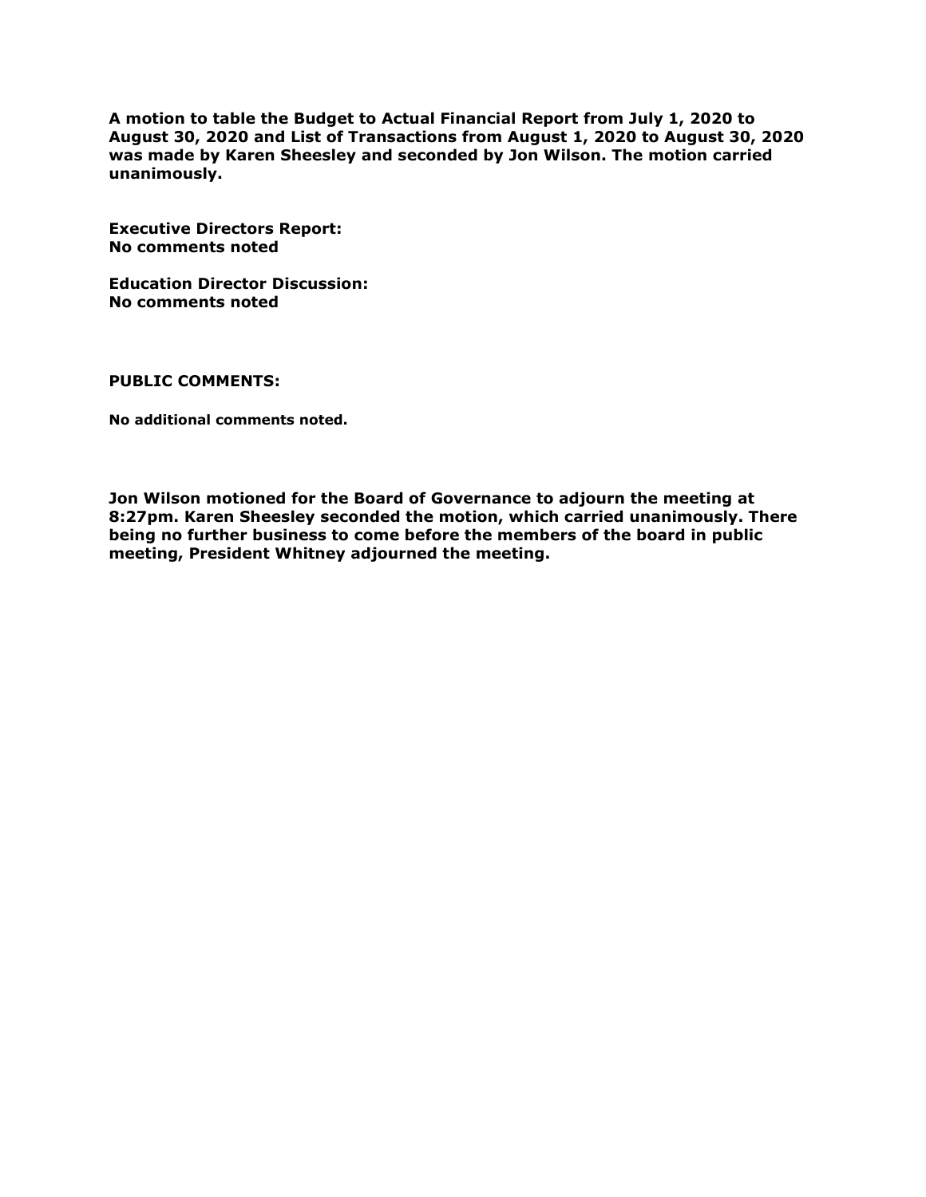**A motion to table the Budget to Actual Financial Report from July 1, 2020 to August 30, 2020 and List of Transactions from August 1, 2020 to August 30, 2020 was made by Karen Sheesley and seconded by Jon Wilson. The motion carried unanimously.**

**Executive Directors Report:**
**No comments noted**

**Education Director Discussion:**
**No comments noted**

**PUBLIC COMMENTS:**

**No additional comments noted.**

**Jon Wilson motioned for the Board of Governance to adjourn the meeting at 8:27pm. Karen Sheesley seconded the motion, which carried unanimously. There being no further business to come before the members of the board in public meeting, President Whitney adjourned the meeting.**